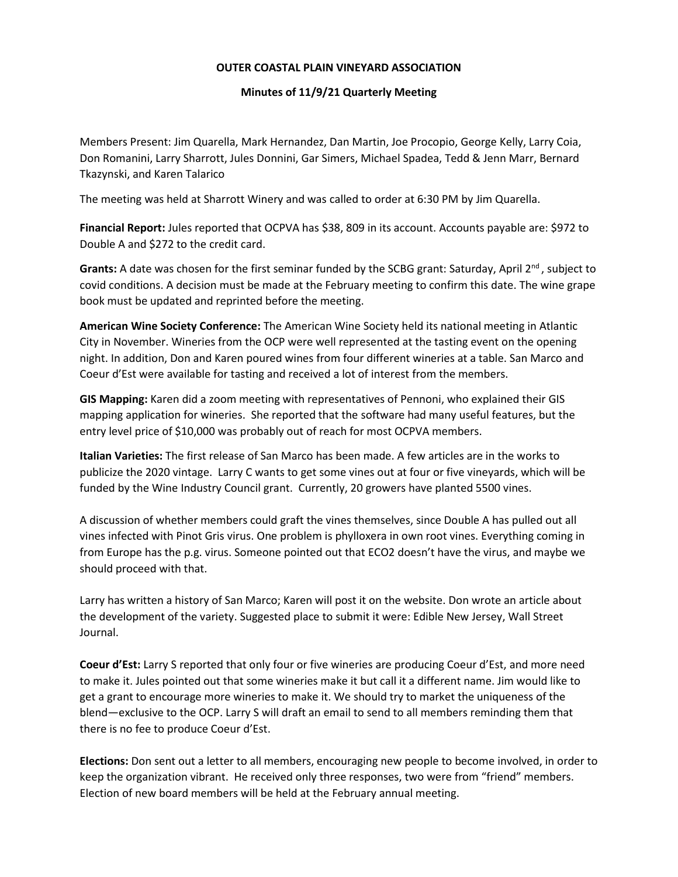**OUTER COASTAL PLAIN VINEYARD ASSOCIATION**

**Minutes of 11/9/21 Quarterly Meeting**

Members Present: Jim Quarella, Mark Hernandez, Dan Martin, Joe Procopio, George Kelly, Larry Coia, Don Romanini, Larry Sharrott, Jules Donnini, Gar Simers, Michael Spadea, Tedd & Jenn Marr, Bernard Tkazynski, and Karen Talarico

The meeting was held at Sharrott Winery and was called to order at 6:30 PM by Jim Quarella.

**Financial Report:** Jules reported that OCPVA has $38, 809 in its account. Accounts payable are: $972 to Double A and $272 to the credit card.

**Grants:** A date was chosen for the first seminar funded by the SCBG grant: Saturday, April 2nd , subject to covid conditions. A decision must be made at the February meeting to confirm this date. The wine grape book must be updated and reprinted before the meeting.

**American Wine Society Conference:** The American Wine Society held its national meeting in Atlantic City in November. Wineries from the OCP were well represented at the tasting event on the opening night. In addition, Don and Karen poured wines from four different wineries at a table. San Marco and Coeur d'Est were available for tasting and received a lot of interest from the members.

**GIS Mapping:** Karen did a zoom meeting with representatives of Pennoni, who explained their GIS mapping application for wineries. She reported that the software had many useful features, but the entry level price of $10,000 was probably out of reach for most OCPVA members.

**Italian Varieties:** The first release of San Marco has been made. A few articles are in the works to publicize the 2020 vintage. Larry C wants to get some vines out at four or five vineyards, which will be funded by the Wine Industry Council grant. Currently, 20 growers have planted 5500 vines.

A discussion of whether members could graft the vines themselves, since Double A has pulled out all vines infected with Pinot Gris virus. One problem is phylloxera in own root vines. Everything coming in from Europe has the p.g. virus. Someone pointed out that ECO2 doesn't have the virus, and maybe we should proceed with that.

Larry has written a history of San Marco; Karen will post it on the website. Don wrote an article about the development of the variety. Suggested place to submit it were: Edible New Jersey, Wall Street Journal.

**Coeur d'Est:** Larry S reported that only four or five wineries are producing Coeur d'Est, and more need to make it. Jules pointed out that some wineries make it but call it a different name. Jim would like to get a grant to encourage more wineries to make it. We should try to market the uniqueness of the blend—exclusive to the OCP. Larry S will draft an email to send to all members reminding them that there is no fee to produce Coeur d'Est.

**Elections:** Don sent out a letter to all members, encouraging new people to become involved, in order to keep the organization vibrant. He received only three responses, two were from "friend" members. Election of new board members will be held at the February annual meeting.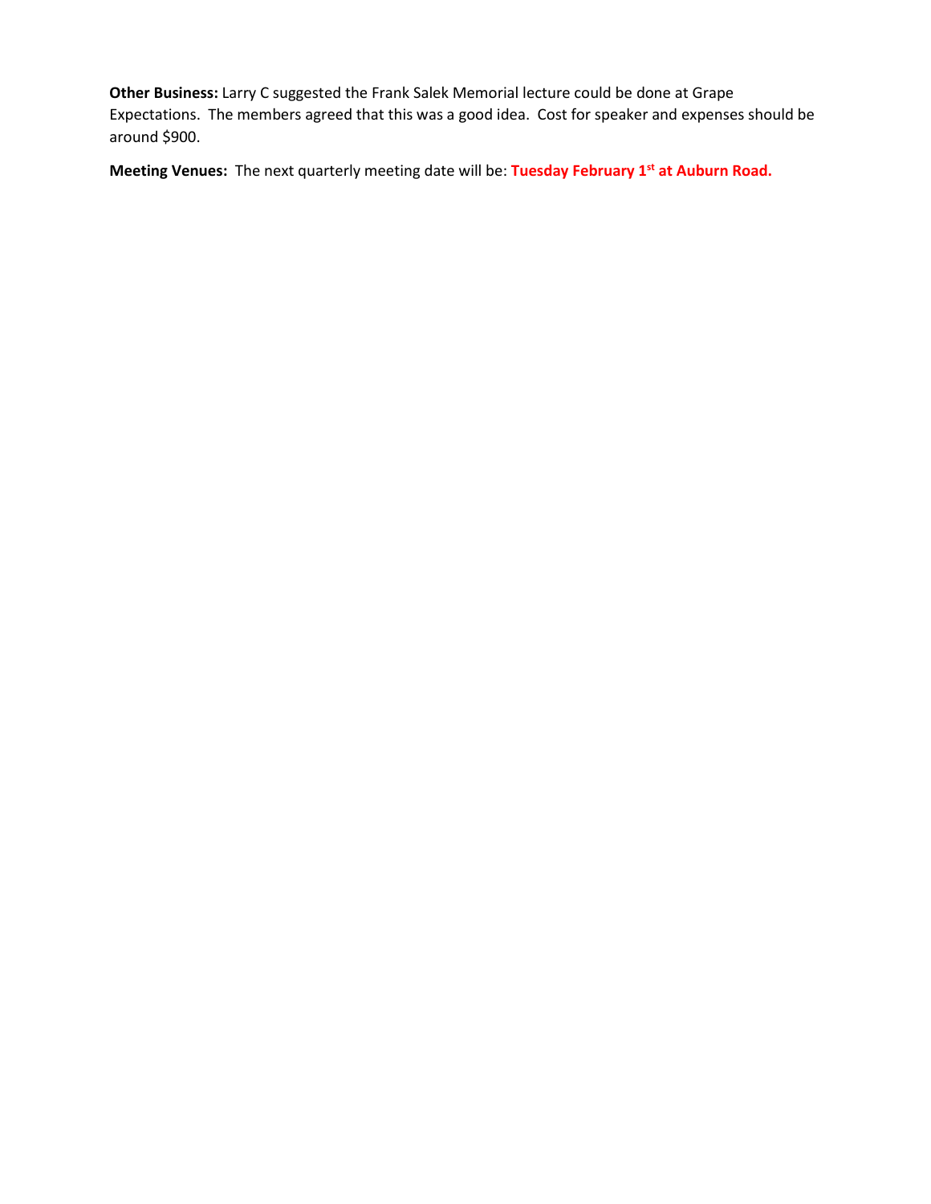**Other Business:** Larry C suggested the Frank Salek Memorial lecture could be done at Grape Expectations. The members agreed that this was a good idea. Cost for speaker and expenses should be around $900.

**Meeting Venues:** The next quarterly meeting date will be: **Tuesday February 1st at Auburn Road.**